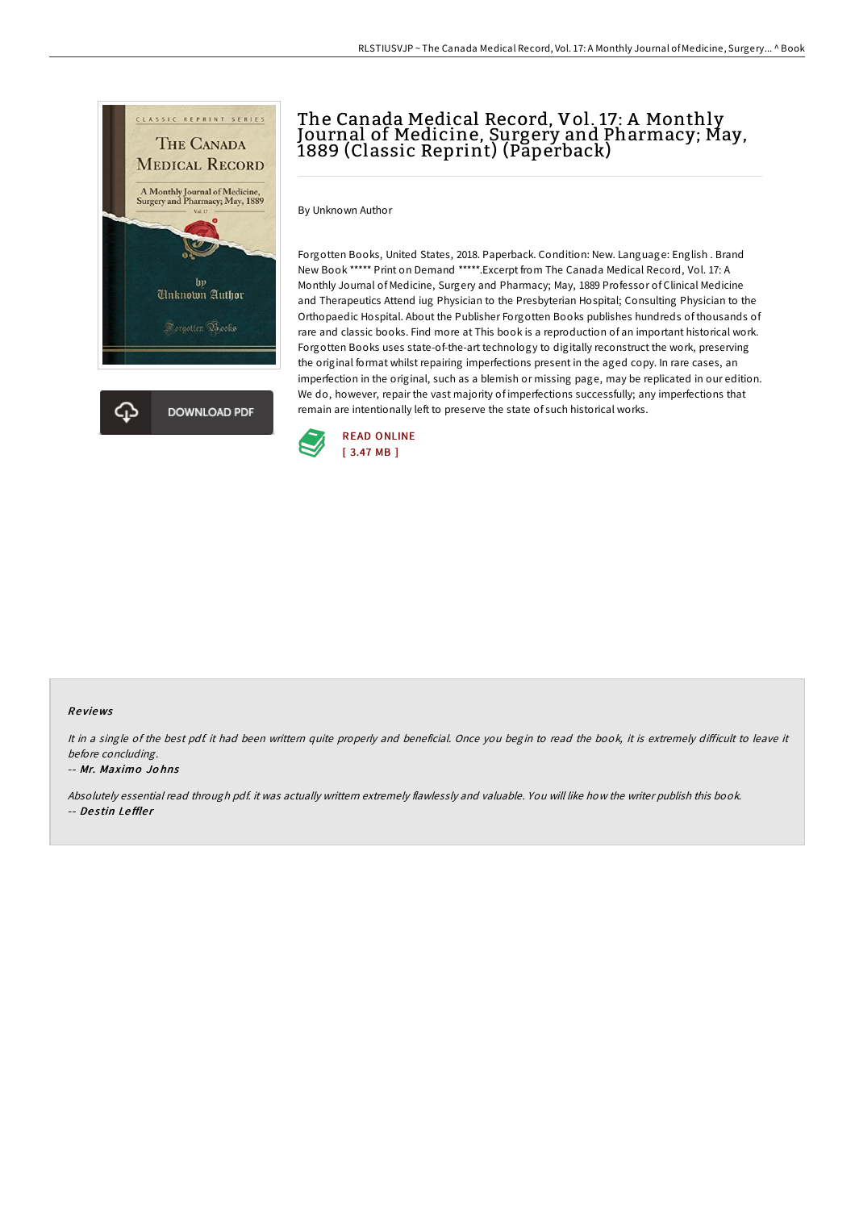# The Canada Medical Record, Vol. 17: A Monthly Journal of Medicine, Surgery and Pharmacy; May, 1889 (Classic Reprint) (Paperback)

By Unknown Author

Forgotten Books, United States, 2018. Paperback. Condition: New. Language: English . Brand New Book ***** Print on Demand *****.Excerpt from The Canada Medical Record, Vol. 17: A Monthly Journal of Medicine, Surgery and Pharmacy; May, 1889 Professor of Clinical Medicine and Therapeutics Attend iug Physician to the Presbyterian Hospital; Consulting Physician to the Orthopaedic Hospital. About the Publisher Forgotten Books publishes hundreds of thousands of rare and classic books. Find more at This book is a reproduction of an important historical work. Forgotten Books uses state-of-the-art technology to digitally reconstruct the work, preserving the original format whilst repairing imperfections present in the aged copy. In rare cases, an imperfection in the original, such as a blemish or missing page, may be replicated in our edition. We do, however, repair the vast majority of imperfections successfully; any imperfections that remain are intentionally left to preserve the state of such historical works.

READ ONLINE
[ 3.47 MB ]

DOWNLOAD PDF

### Reviews

*It in a single of the best pdf. it had been writtern quite properly and beneficial. Once you begin to read the book, it is extremely difficult to leave it before concluding.*

-- *Mr. Maximo Johns*

*Absolutely essential read through pdf. it was actually writtern extremely flawlessly and valuable. You will like how the writer publish this book.*

-- *Destin Leffler*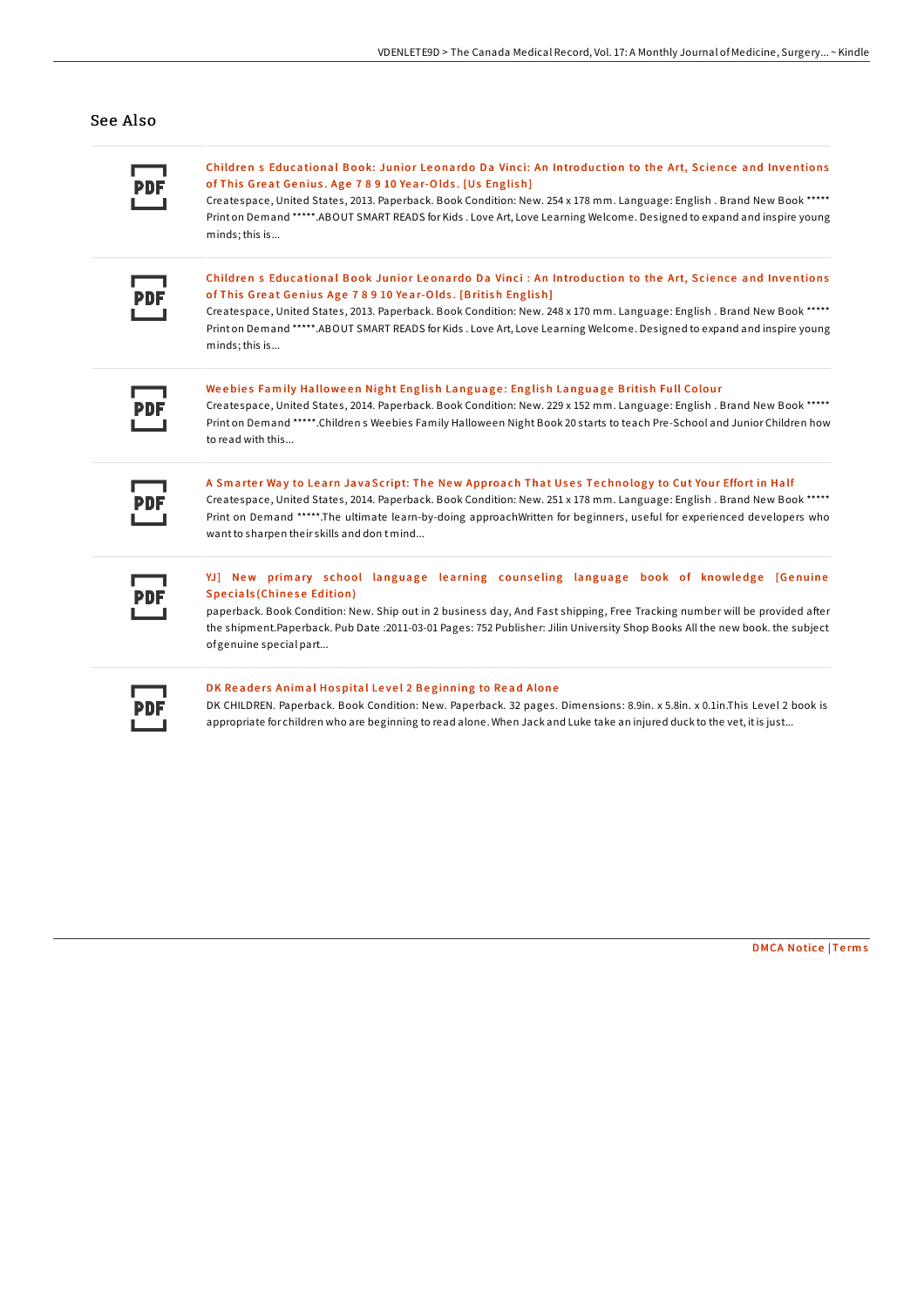## See Also

**Children s Educational Book: Junior Leonardo Da Vinci: An Introduction to the Art, Science and Inventions of This Great Genius. Age 7 8 9 10 Year-Olds. [Us English]**

Createspace, United States, 2013. Paperback. Book Condition: New. 254 x 178 mm. Language: English . Brand New Book ***** Print on Demand *****.ABOUT SMART READS for Kids . Love Art, Love Learning Welcome. Designed to expand and inspire young minds; this is...

**Children s Educational Book Junior Leonardo Da Vinci : An Introduction to the Art, Science and Inventions of This Great Genius Age 7 8 9 10 Year-Olds. [British English]**

Createspace, United States, 2013. Paperback. Book Condition: New. 248 x 170 mm. Language: English . Brand New Book ***** Print on Demand *****.ABOUT SMART READS for Kids . Love Art, Love Learning Welcome. Designed to expand and inspire young minds; this is...

**Weebies Family Halloween Night English Language: English Language British Full Colour**

Createspace, United States, 2014. Paperback. Book Condition: New. 229 x 152 mm. Language: English . Brand New Book ***** Print on Demand *****.Children s Weebies Family Halloween Night Book 20 starts to teach Pre-School and Junior Children how to read with this...

**A Smarter Way to Learn JavaScript: The New Approach That Uses Technology to Cut Your Effort in Half**

Createspace, United States, 2014. Paperback. Book Condition: New. 251 x 178 mm. Language: English . Brand New Book ***** Print on Demand *****.The ultimate learn-by-doing approachWritten for beginners, useful for experienced developers who want to sharpen their skills and don t mind...

**YJ] New primary school language learning counseling language book of knowledge [Genuine Specials(Chinese Edition)**

paperback. Book Condition: New. Ship out in 2 business day, And Fast shipping, Free Tracking number will be provided after the shipment.Paperback. Pub Date :2011-03-01 Pages: 752 Publisher: Jilin University Shop Books All the new book. the subject of genuine special part...

**DK Readers Animal Hospital Level 2 Beginning to Read Alone**

DK CHILDREN. Paperback. Book Condition: New. Paperback. 32 pages. Dimensions: 8.9in. x 5.8in. x 0.1in.This Level 2 book is appropriate for children who are beginning to read alone. When Jack and Luke take an injured duck to the vet, it is just...